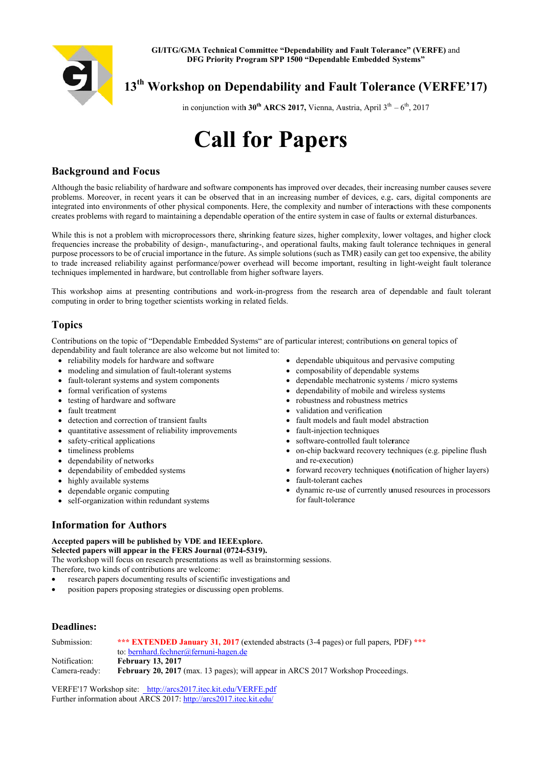GI/ITG/GMA Technical Committee "Dependability and Fault Tolerance" (VERFE) and DFG Priority Program SPP 1500 "Dependable Embedded Systems"

# 13th Workshop on Dependability and Fault Tolerance (VERFE'17)

in conjunction with **30th ARCS 2017,** Vienna, Austria, April 3th – 6th, 2017

# Call for Papers

## Background and Focus

Although the basic reliability of hardware and software components has improved over decades, their increasing number causes severe problems. Moreover, in recent years it can be observed that in an increasing number of devices, e.g. cars, digital components are integrated into environments of other physical components. Here, the complexity and number of interactions with these components creates problems with regard to maintaining a dependable operation of the entire system in case of faults or external disturbances.

While this is not a problem with microprocessors there, shrinking feature sizes, higher complexity, lower voltages, and higher clock frequencies increase the probability of design-, manufacturing-, and operational faults, making fault tolerance techniques in general purpose processors to be of crucial importance in the future. As simple solutions (such as TMR) easily can get too expensive, the ability to trade increased reliability against performance/power overhead will become important, resulting in light-weight fault tolerance techniques implemented in hardware, but controllable from higher software layers.

This workshop aims at presenting contributions and work-in-progress from the research area of dependable and fault tolerant computing in order to bring together scientists working in related fields.

## Topics

Contributions on the topic of "Dependable Embedded Systems" are of particular interest; contributions on general topics of dependability and fault tolerance are also welcome but not limited to:

- reliability models for hardware and software
- modeling and simulation of fault-tolerant systems
- fault-tolerant systems and system components
- formal verification of systems
- testing of hardware and software
- fault treatment
- detection and correction of transient faults
- quantitative assessment of reliability improvements
- safety-critical applications
- timeliness problems
- dependability of networks
- dependability of embedded systems
- highly available systems
- dependable organic computing
- self-organization within redundant systems
- dependable ubiquitous and pervasive computing
- composability of dependable systems
- dependable mechatronic systems / micro systems
- dependability of mobile and wireless systems
- robustness and robustness metrics
- validation and verification
- fault models and fault model abstraction
- fault-injection techniques
- software-controlled fault tolerance
- on-chip backward recovery techniques (e.g. pipeline flush and re-execution)
- forward recovery techniques (notification of higher layers)
- fault-tolerant caches
- dynamic re-use of currently unused resources in processors for fault-tolerance

## Information for Authors

**Accepted papers will be published by VDE and IEEExplore.**
**Selected papers will appear in the FERS Journal (0724-5319).**
The workshop will focus on research presentations as well as brainstorming sessions.
Therefore, two kinds of contributions are welcome:

- research papers documenting results of scientific investigations and
- position papers proposing strategies or discussing open problems.

## Deadlines:

Submission: **\*\*\* EXTENDED January 31, 2017** (extended abstracts (3-4 pages) or full papers, PDF) **\*\*\***
to: bernhard.fechner@fernuni-hagen.de
Notification: **February 13, 2017**
Camera-ready: **February 20, 2017** (max. 13 pages); will appear in ARCS 2017 Workshop Proceedings.

VERFE'17 Workshop site: http://arcs2017.itec.kit.edu/VERFE.pdf
Further information about ARCS 2017: http://arcs2017.itec.kit.edu/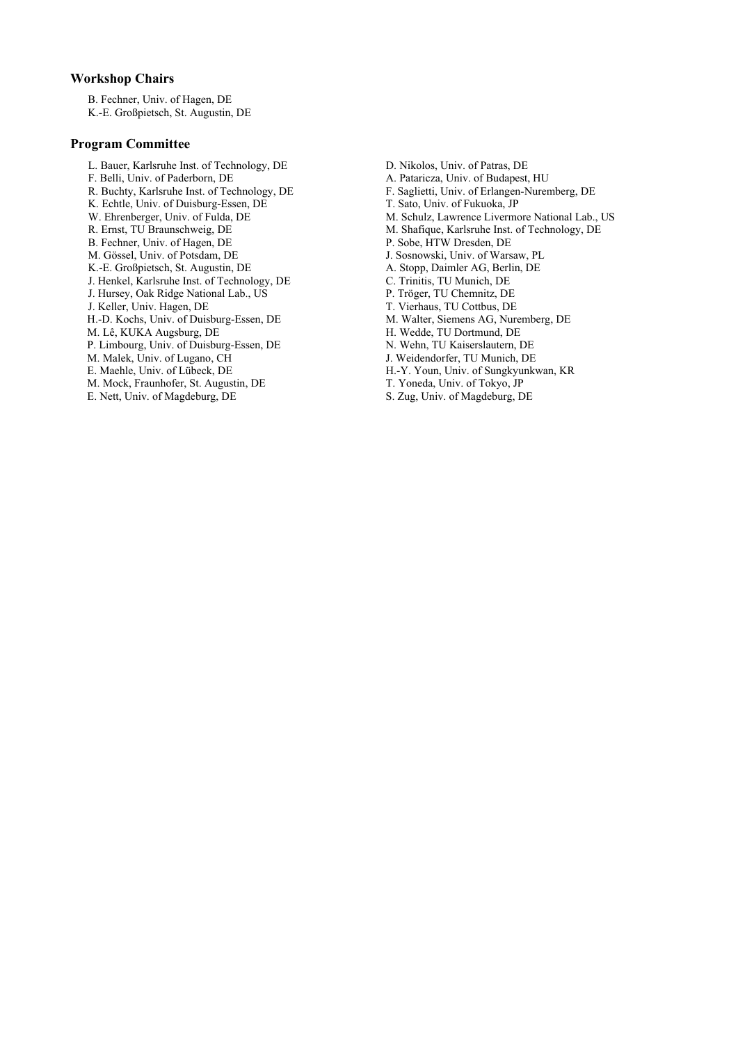## Workshop Chairs

B. Fechner, Univ. of Hagen, DE
K.-E. Großpietsch, St. Augustin, DE

## Program Committee

L. Bauer, Karlsruhe Inst. of Technology, DE
F. Belli, Univ. of Paderborn, DE
R. Buchty, Karlsruhe Inst. of Technology, DE
K. Echtle, Univ. of Duisburg-Essen, DE
W. Ehrenberger, Univ. of Fulda, DE
R. Ernst, TU Braunschweig, DE
B. Fechner, Univ. of Hagen, DE
M. Gössel, Univ. of Potsdam, DE
K.-E. Großpietsch, St. Augustin, DE
J. Henkel, Karlsruhe Inst. of Technology, DE
J. Hursey, Oak Ridge National Lab., US
J. Keller, Univ. Hagen, DE
H.-D. Kochs, Univ. of Duisburg-Essen, DE
M. Lê, KUKA Augsburg, DE
P. Limbourg, Univ. of Duisburg-Essen, DE
M. Malek, Univ. of Lugano, CH
E. Maehle, Univ. of Lübeck, DE
M. Mock, Fraunhofer, St. Augustin, DE
E. Nett, Univ. of Magdeburg, DE
D. Nikolos, Univ. of Patras, DE
A. Pataricza, Univ. of Budapest, HU
F. Saglietti, Univ. of Erlangen-Nuremberg, DE
T. Sato, Univ. of Fukuoka, JP
M. Schulz, Lawrence Livermore National Lab., US
M. Shafique, Karlsruhe Inst. of Technology, DE
P. Sobe, HTW Dresden, DE
J. Sosnowski, Univ. of Warsaw, PL
A. Stopp, Daimler AG, Berlin, DE
C. Trinitis, TU Munich, DE
P. Tröger, TU Chemnitz, DE
T. Vierhaus, TU Cottbus, DE
M. Walter, Siemens AG, Nuremberg, DE
H. Wedde, TU Dortmund, DE
N. Wehn, TU Kaiserslautern, DE
J. Weidendorfer, TU Munich, DE
H.-Y. Youn, Univ. of Sungkyunkwan, KR
T. Yoneda, Univ. of Tokyo, JP
S. Zug, Univ. of Magdeburg, DE